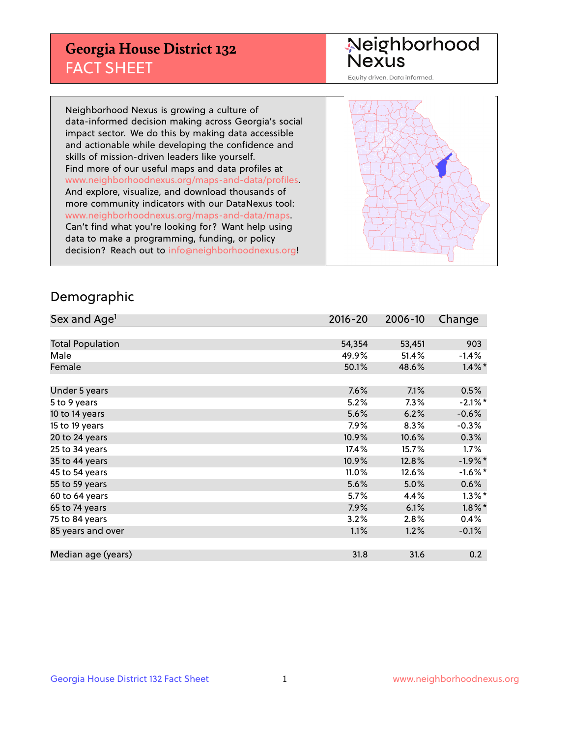# Georgia House District 132
## FACT SHEET

Neighborhood Nexus

Equity driven. Data informed.

Neighborhood Nexus is growing a culture of data-informed decision making across Georgia's social impact sector. We do this by making data accessible and actionable while developing the confidence and skills of mission-driven leaders like yourself. Find more of our useful maps and data profiles at www.neighborhoodnexus.org/maps-and-data/profiles. And explore, visualize, and download thousands of more community indicators with our DataNexus tool: www.neighborhoodnexus.org/maps-and-data/maps. Can't find what you're looking for? Want help using data to make a programming, funding, or policy decision? Reach out to info@neighborhoodnexus.org!

## Demographic

| Sex and Age[1] | 2016-20 | 2006-10 | Change |
|---|---|---|---|
| Total Population | 54,354 | 53,451 | 903 |
| Male | 49.9% | 51.4% | -1.4% |
| Female | 50.1% | 48.6% | 1.4%* |
| | | | |
| Under 5 years | 7.6% | 7.1% | 0.5% |
| 5 to 9 years | 5.2% | 7.3% | -2.1%* |
| 10 to 14 years | 5.6% | 6.2% | -0.6% |
| 15 to 19 years | 7.9% | 8.3% | -0.3% |
| 20 to 24 years | 10.9% | 10.6% | 0.3% |
| 25 to 34 years | 17.4% | 15.7% | 1.7% |
| 35 to 44 years | 10.9% | 12.8% | -1.9%* |
| 45 to 54 years | 11.0% | 12.6% | -1.6%* |
| 55 to 59 years | 5.6% | 5.0% | 0.6% |
| 60 to 64 years | 5.7% | 4.4% | 1.3%* |
| 65 to 74 years | 7.9% | 6.1% | 1.8%* |
| 75 to 84 years | 3.2% | 2.8% | 0.4% |
| 85 years and over | 1.1% | 1.2% | -0.1% |
| | | | |
| Median age (years) | 31.8 | 31.6 | 0.2 |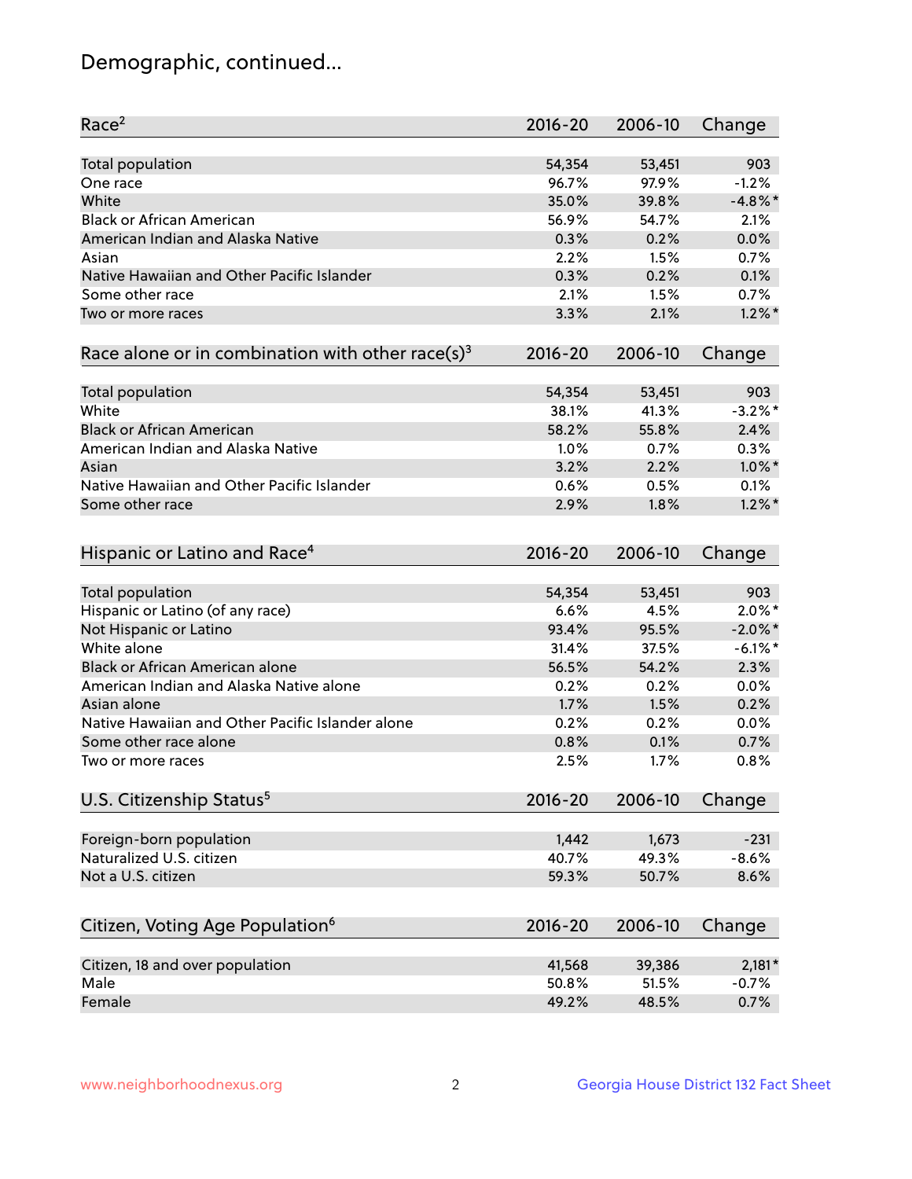# Demographic, continued...

| Race[2] | 2016-20 | 2006-10 | Change |
|---|---|---|---|
| Total population | 54,354 | 53,451 | 903 |
| One race | 96.7% | 97.9% | -1.2% |
| White | 35.0% | 39.8% | -4.8%* |
| Black or African American | 56.9% | 54.7% | 2.1% |
| American Indian and Alaska Native | 0.3% | 0.2% | 0.0% |
| Asian | 2.2% | 1.5% | 0.7% |
| Native Hawaiian and Other Pacific Islander | 0.3% | 0.2% | 0.1% |
| Some other race | 2.1% | 1.5% | 0.7% |
| Two or more races | 3.3% | 2.1% | 1.2%* |

| Race alone or in combination with other race(s)[3] | 2016-20 | 2006-10 | Change |
|---|---|---|---|
| Total population | 54,354 | 53,451 | 903 |
| White | 38.1% | 41.3% | -3.2%* |
| Black or African American | 58.2% | 55.8% | 2.4% |
| American Indian and Alaska Native | 1.0% | 0.7% | 0.3% |
| Asian | 3.2% | 2.2% | 1.0%* |
| Native Hawaiian and Other Pacific Islander | 0.6% | 0.5% | 0.1% |
| Some other race | 2.9% | 1.8% | 1.2%* |

| Hispanic or Latino and Race[4] | 2016-20 | 2006-10 | Change |
|---|---|---|---|
| Total population | 54,354 | 53,451 | 903 |
| Hispanic or Latino (of any race) | 6.6% | 4.5% | 2.0%* |
| Not Hispanic or Latino | 93.4% | 95.5% | -2.0%* |
| White alone | 31.4% | 37.5% | -6.1%* |
| Black or African American alone | 56.5% | 54.2% | 2.3% |
| American Indian and Alaska Native alone | 0.2% | 0.2% | 0.0% |
| Asian alone | 1.7% | 1.5% | 0.2% |
| Native Hawaiian and Other Pacific Islander alone | 0.2% | 0.2% | 0.0% |
| Some other race alone | 0.8% | 0.1% | 0.7% |
| Two or more races | 2.5% | 1.7% | 0.8% |

| U.S. Citizenship Status[5] | 2016-20 | 2006-10 | Change |
|---|---|---|---|
| Foreign-born population | 1,442 | 1,673 | -231 |
| Naturalized U.S. citizen | 40.7% | 49.3% | -8.6% |
| Not a U.S. citizen | 59.3% | 50.7% | 8.6% |

| Citizen, Voting Age Population[6] | 2016-20 | 2006-10 | Change |
|---|---|---|---|
| Citizen, 18 and over population | 41,568 | 39,386 | 2,181* |
| Male | 50.8% | 51.5% | -0.7% |
| Female | 49.2% | 48.5% | 0.7% |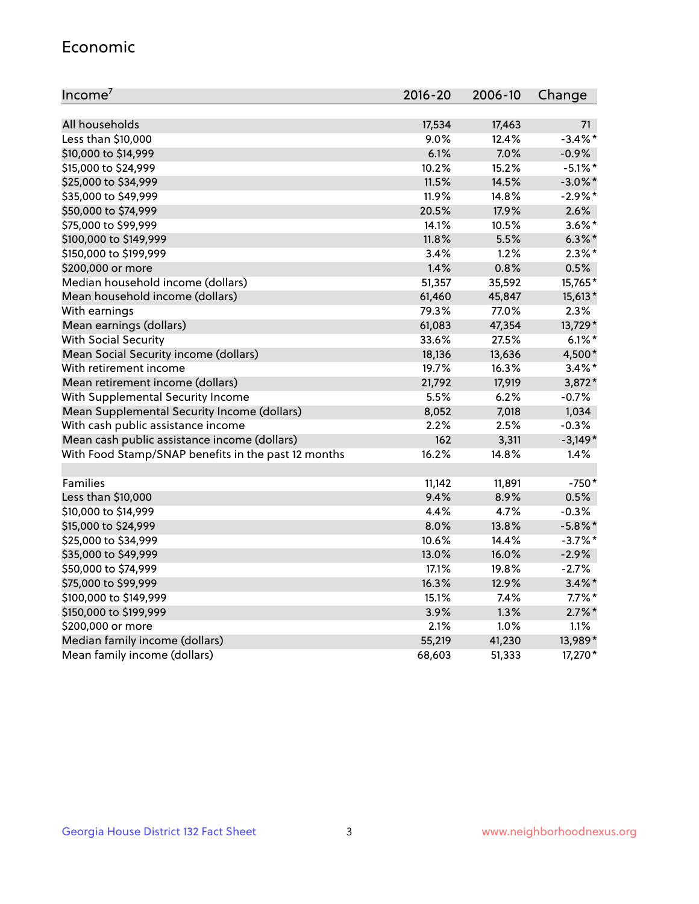## Economic

| Income[7] | 2016-20 | 2006-10 | Change |
|---|---|---|---|
| All households | 17,534 | 17,463 | 71 |
| Less than $10,000 | 9.0% | 12.4% | -3.4%* |
| $10,000 to $14,999 | 6.1% | 7.0% | -0.9% |
| $15,000 to $24,999 | 10.2% | 15.2% | -5.1%* |
| $25,000 to $34,999 | 11.5% | 14.5% | -3.0%* |
| $35,000 to $49,999 | 11.9% | 14.8% | -2.9%* |
| $50,000 to $74,999 | 20.5% | 17.9% | 2.6% |
| $75,000 to $99,999 | 14.1% | 10.5% | 3.6%* |
| $100,000 to $149,999 | 11.8% | 5.5% | 6.3%* |
| $150,000 to $199,999 | 3.4% | 1.2% | 2.3%* |
| $200,000 or more | 1.4% | 0.8% | 0.5% |
| Median household income (dollars) | 51,357 | 35,592 | 15,765* |
| Mean household income (dollars) | 61,460 | 45,847 | 15,613* |
| With earnings | 79.3% | 77.0% | 2.3% |
| Mean earnings (dollars) | 61,083 | 47,354 | 13,729* |
| With Social Security | 33.6% | 27.5% | 6.1%* |
| Mean Social Security income (dollars) | 18,136 | 13,636 | 4,500* |
| With retirement income | 19.7% | 16.3% | 3.4%* |
| Mean retirement income (dollars) | 21,792 | 17,919 | 3,872* |
| With Supplemental Security Income | 5.5% | 6.2% | -0.7% |
| Mean Supplemental Security Income (dollars) | 8,052 | 7,018 | 1,034 |
| With cash public assistance income | 2.2% | 2.5% | -0.3% |
| Mean cash public assistance income (dollars) | 162 | 3,311 | -3,149* |
| With Food Stamp/SNAP benefits in the past 12 months | 16.2% | 14.8% | 1.4% |
| | | | |
| Families | 11,142 | 11,891 | -750* |
| Less than $10,000 | 9.4% | 8.9% | 0.5% |
| $10,000 to $14,999 | 4.4% | 4.7% | -0.3% |
| $15,000 to $24,999 | 8.0% | 13.8% | -5.8%* |
| $25,000 to $34,999 | 10.6% | 14.4% | -3.7%* |
| $35,000 to $49,999 | 13.0% | 16.0% | -2.9% |
| $50,000 to $74,999 | 17.1% | 19.8% | -2.7% |
| $75,000 to $99,999 | 16.3% | 12.9% | 3.4%* |
| $100,000 to $149,999 | 15.1% | 7.4% | 7.7%* |
| $150,000 to $199,999 | 3.9% | 1.3% | 2.7%* |
| $200,000 or more | 2.1% | 1.0% | 1.1% |
| Median family income (dollars) | 55,219 | 41,230 | 13,989* |
| Mean family income (dollars) | 68,603 | 51,333 | 17,270* |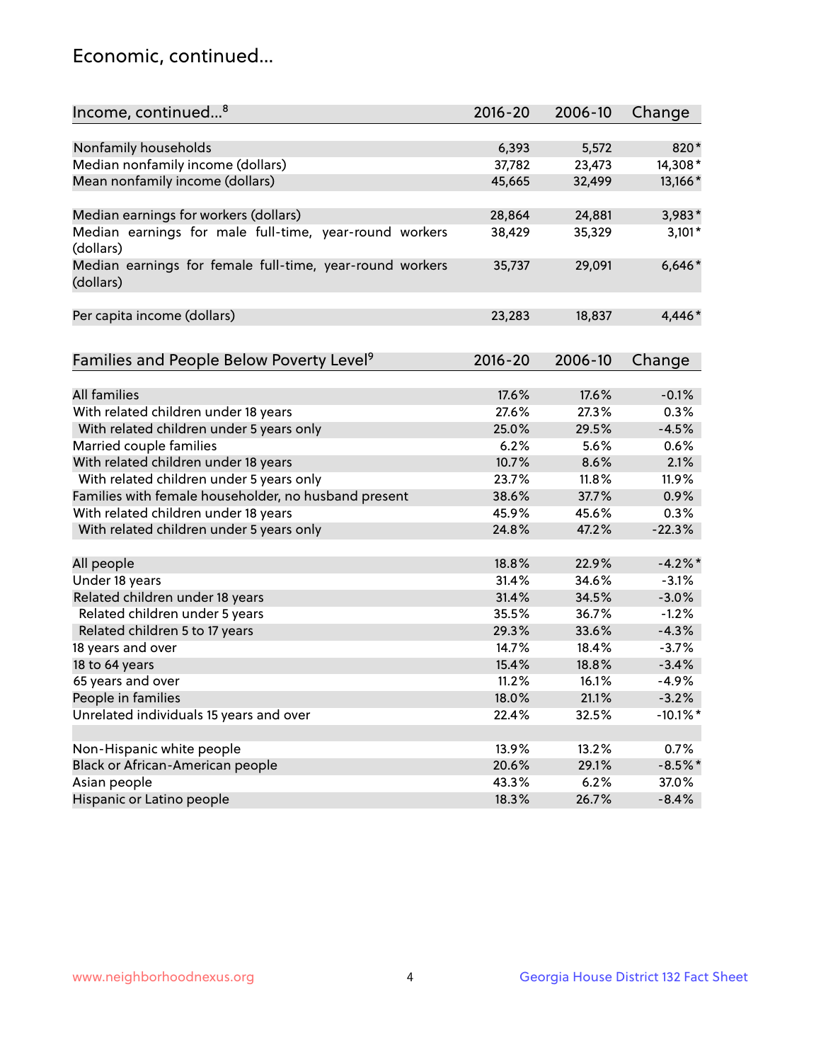## Economic, continued...

| Income, continued...[8] | 2016-20 | 2006-10 | Change |
|---|---|---|---|
| Nonfamily households | 6,393 | 5,572 | 820* |
| Median nonfamily income (dollars) | 37,782 | 23,473 | 14,308* |
| Mean nonfamily income (dollars) | 45,665 | 32,499 | 13,166* |
| Median earnings for workers (dollars) | 28,864 | 24,881 | 3,983* |
| Median earnings for male full-time, year-round workers (dollars) | 38,429 | 35,329 | 3,101* |
| Median earnings for female full-time, year-round workers (dollars) | 35,737 | 29,091 | 6,646* |
| Per capita income (dollars) | 23,283 | 18,837 | 4,446* |

| Families and People Below Poverty Level[9] | 2016-20 | 2006-10 | Change |
|---|---|---|---|
| All families | 17.6% | 17.6% | -0.1% |
| With related children under 18 years | 27.6% | 27.3% | 0.3% |
| With related children under 5 years only | 25.0% | 29.5% | -4.5% |
| Married couple families | 6.2% | 5.6% | 0.6% |
| With related children under 18 years | 10.7% | 8.6% | 2.1% |
| With related children under 5 years only | 23.7% | 11.8% | 11.9% |
| Families with female householder, no husband present | 38.6% | 37.7% | 0.9% |
| With related children under 18 years | 45.9% | 45.6% | 0.3% |
| With related children under 5 years only | 24.8% | 47.2% | -22.3% |
| All people | 18.8% | 22.9% | -4.2%* |
| Under 18 years | 31.4% | 34.6% | -3.1% |
| Related children under 18 years | 31.4% | 34.5% | -3.0% |
| Related children under 5 years | 35.5% | 36.7% | -1.2% |
| Related children 5 to 17 years | 29.3% | 33.6% | -4.3% |
| 18 years and over | 14.7% | 18.4% | -3.7% |
| 18 to 64 years | 15.4% | 18.8% | -3.4% |
| 65 years and over | 11.2% | 16.1% | -4.9% |
| People in families | 18.0% | 21.1% | -3.2% |
| Unrelated individuals 15 years and over | 22.4% | 32.5% | -10.1%* |
| Non-Hispanic white people | 13.9% | 13.2% | 0.7% |
| Black or African-American people | 20.6% | 29.1% | -8.5%* |
| Asian people | 43.3% | 6.2% | 37.0% |
| Hispanic or Latino people | 18.3% | 26.7% | -8.4% |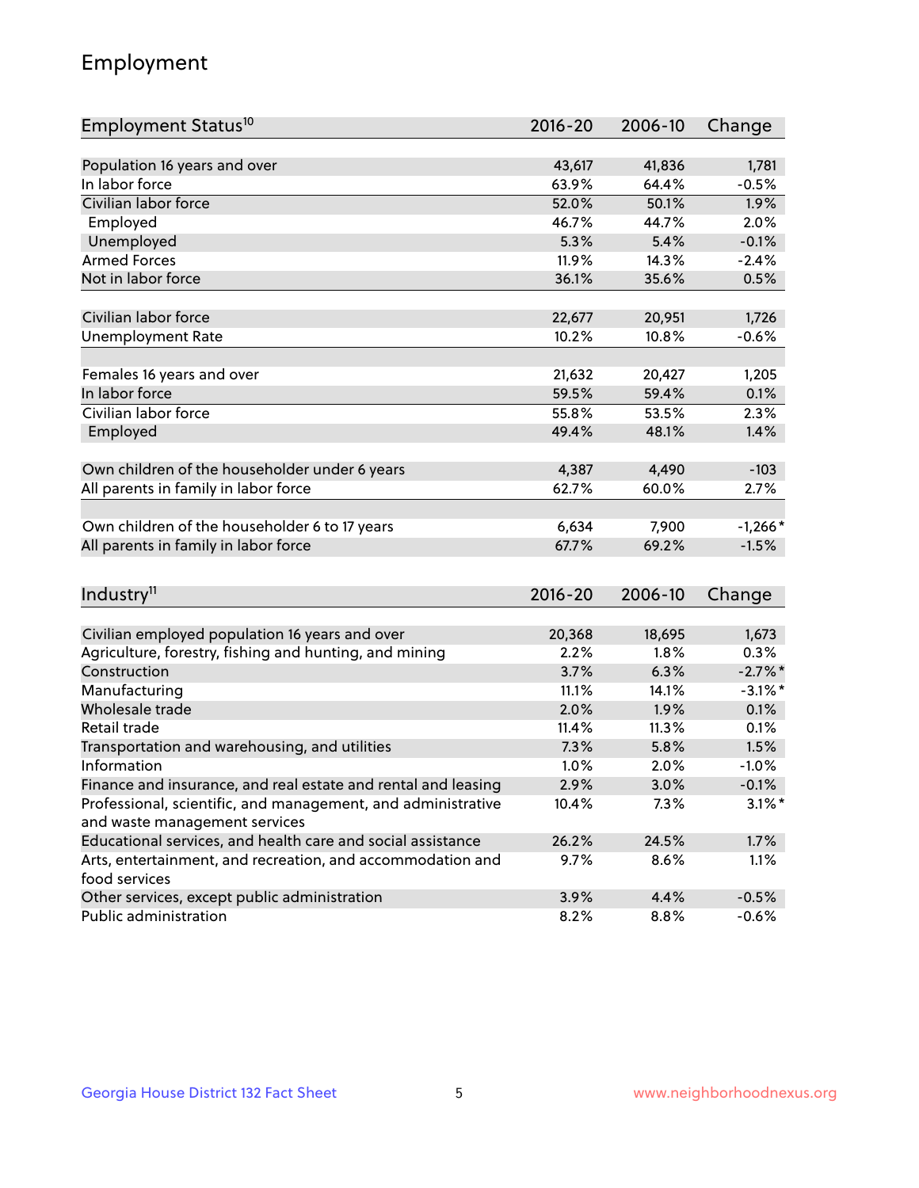# Employment

| Employment Status[10] | 2016-20 | 2006-10 | Change |
|---|---|---|---|
| Population 16 years and over | 43,617 | 41,836 | 1,781 |
| In labor force | 63.9% | 64.4% | -0.5% |
| Civilian labor force | 52.0% | 50.1% | 1.9% |
| Employed | 46.7% | 44.7% | 2.0% |
| Unemployed | 5.3% | 5.4% | -0.1% |
| Armed Forces | 11.9% | 14.3% | -2.4% |
| Not in labor force | 36.1% | 35.6% | 0.5% |
| | | | |
| Civilian labor force | 22,677 | 20,951 | 1,726 |
| Unemployment Rate | 10.2% | 10.8% | -0.6% |
| | | | |
| Females 16 years and over | 21,632 | 20,427 | 1,205 |
| In labor force | 59.5% | 59.4% | 0.1% |
| Civilian labor force | 55.8% | 53.5% | 2.3% |
| Employed | 49.4% | 48.1% | 1.4% |
| | | | |
| Own children of the householder under 6 years | 4,387 | 4,490 | -103 |
| All parents in family in labor force | 62.7% | 60.0% | 2.7% |
| | | | |
| Own children of the householder 6 to 17 years | 6,634 | 7,900 | -1,266* |
| All parents in family in labor force | 67.7% | 69.2% | -1.5% |

| Industry[11] | 2016-20 | 2006-10 | Change |
|---|---|---|---|
| Civilian employed population 16 years and over | 20,368 | 18,695 | 1,673 |
| Agriculture, forestry, fishing and hunting, and mining | 2.2% | 1.8% | 0.3% |
| Construction | 3.7% | 6.3% | -2.7%* |
| Manufacturing | 11.1% | 14.1% | -3.1%* |
| Wholesale trade | 2.0% | 1.9% | 0.1% |
| Retail trade | 11.4% | 11.3% | 0.1% |
| Transportation and warehousing, and utilities | 7.3% | 5.8% | 1.5% |
| Information | 1.0% | 2.0% | -1.0% |
| Finance and insurance, and real estate and rental and leasing | 2.9% | 3.0% | -0.1% |
| Professional, scientific, and management, and administrative and waste management services | 10.4% | 7.3% | 3.1%* |
| Educational services, and health care and social assistance | 26.2% | 24.5% | 1.7% |
| Arts, entertainment, and recreation, and accommodation and food services | 9.7% | 8.6% | 1.1% |
| Other services, except public administration | 3.9% | 4.4% | -0.5% |
| Public administration | 8.2% | 8.8% | -0.6% |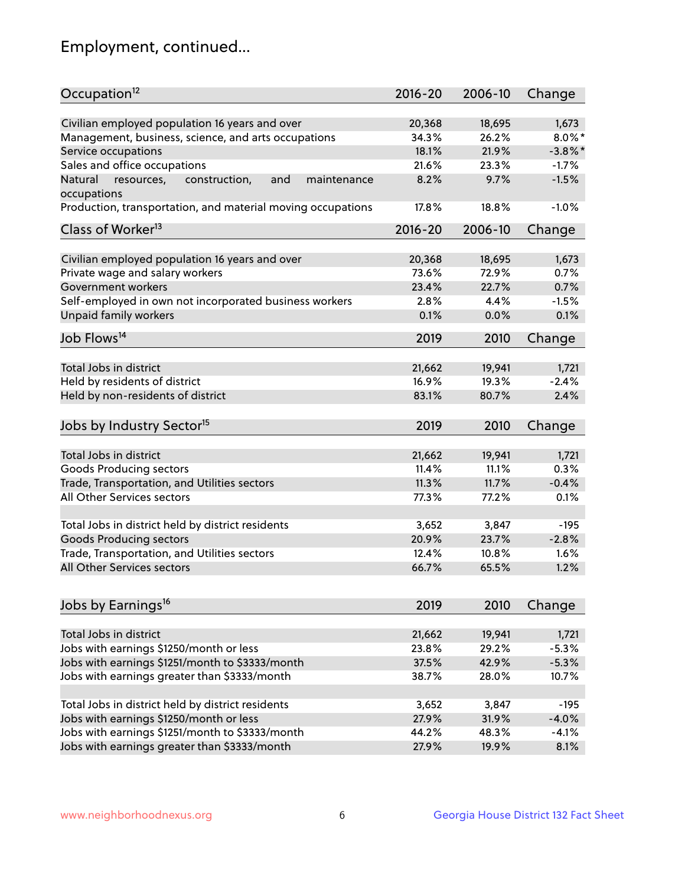## Employment, continued...

| Occupation[12] | 2016-20 | 2006-10 | Change |
|---|---|---|---|
| Civilian employed population 16 years and over | 20,368 | 18,695 | 1,673 |
| Management, business, science, and arts occupations | 34.3% | 26.2% | 8.0%* |
| Service occupations | 18.1% | 21.9% | -3.8%* |
| Sales and office occupations | 21.6% | 23.3% | -1.7% |
| Natural resources, construction, and maintenance occupations | 8.2% | 9.7% | -1.5% |
| Production, transportation, and material moving occupations | 17.8% | 18.8% | -1.0% |

| Class of Worker[13] | 2016-20 | 2006-10 | Change |
|---|---|---|---|
| Civilian employed population 16 years and over | 20,368 | 18,695 | 1,673 |
| Private wage and salary workers | 73.6% | 72.9% | 0.7% |
| Government workers | 23.4% | 22.7% | 0.7% |
| Self-employed in own not incorporated business workers | 2.8% | 4.4% | -1.5% |
| Unpaid family workers | 0.1% | 0.0% | 0.1% |

| Job Flows[14] | 2019 | 2010 | Change |
|---|---|---|---|
| Total Jobs in district | 21,662 | 19,941 | 1,721 |
| Held by residents of district | 16.9% | 19.3% | -2.4% |
| Held by non-residents of district | 83.1% | 80.7% | 2.4% |

| Jobs by Industry Sector[15] | 2019 | 2010 | Change |
|---|---|---|---|
| Total Jobs in district | 21,662 | 19,941 | 1,721 |
| Goods Producing sectors | 11.4% | 11.1% | 0.3% |
| Trade, Transportation, and Utilities sectors | 11.3% | 11.7% | -0.4% |
| All Other Services sectors | 77.3% | 77.2% | 0.1% |
| | | | |
| Total Jobs in district held by district residents | 3,652 | 3,847 | -195 |
| Goods Producing sectors | 20.9% | 23.7% | -2.8% |
| Trade, Transportation, and Utilities sectors | 12.4% | 10.8% | 1.6% |
| All Other Services sectors | 66.7% | 65.5% | 1.2% |

| Jobs by Earnings[16] | 2019 | 2010 | Change |
|---|---|---|---|
| Total Jobs in district | 21,662 | 19,941 | 1,721 |
| Jobs with earnings $1250/month or less | 23.8% | 29.2% | -5.3% |
| Jobs with earnings $1251/month to $3333/month | 37.5% | 42.9% | -5.3% |
| Jobs with earnings greater than $3333/month | 38.7% | 28.0% | 10.7% |
| | | | |
| Total Jobs in district held by district residents | 3,652 | 3,847 | -195 |
| Jobs with earnings $1250/month or less | 27.9% | 31.9% | -4.0% |
| Jobs with earnings $1251/month to $3333/month | 44.2% | 48.3% | -4.1% |
| Jobs with earnings greater than $3333/month | 27.9% | 19.9% | 8.1% |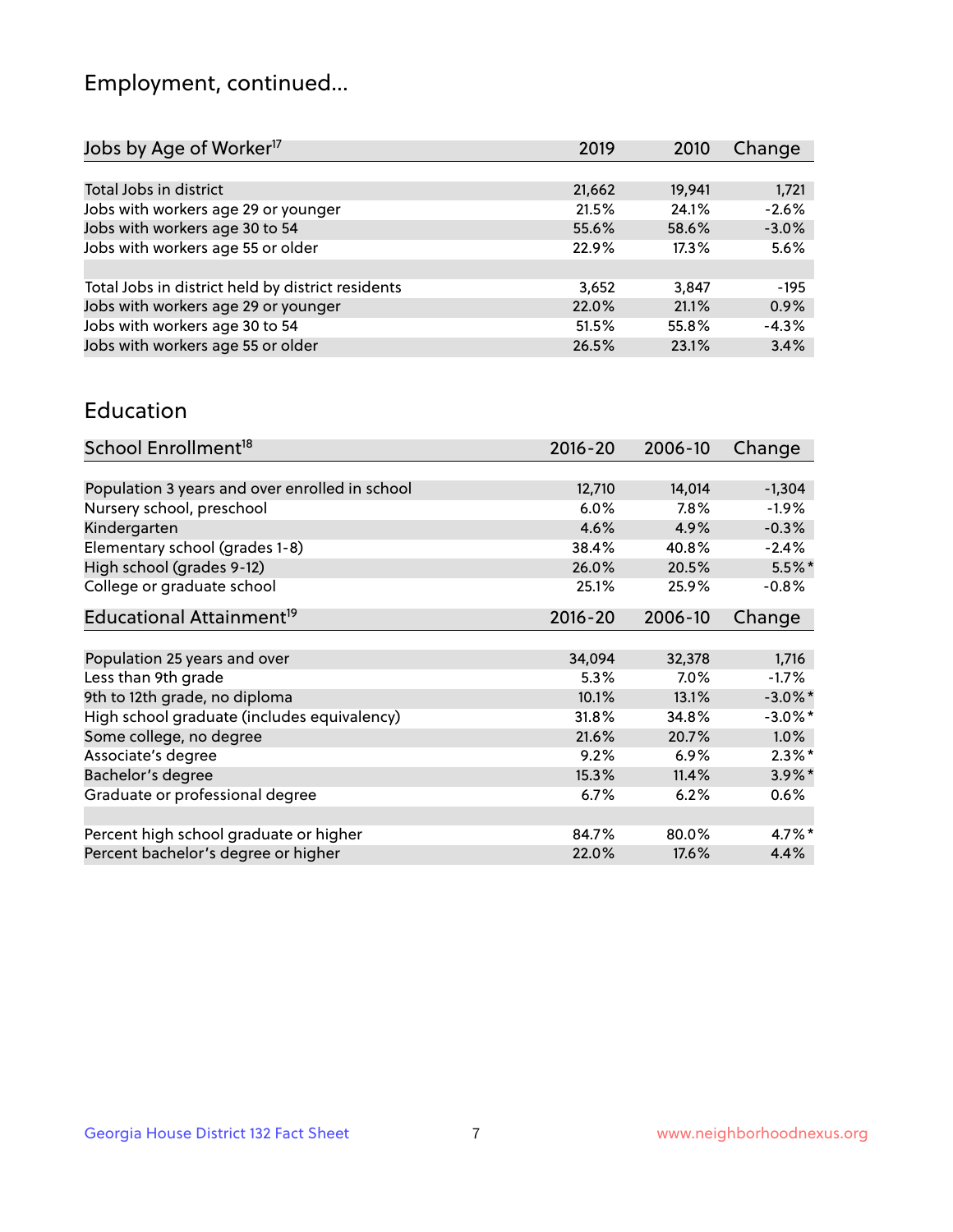# Employment, continued...

| Jobs by Age of Worker[17] | 2019 | 2010 | Change |
|---|---|---|---|
| Total Jobs in district | 21,662 | 19,941 | 1,721 |
| Jobs with workers age 29 or younger | 21.5% | 24.1% | -2.6% |
| Jobs with workers age 30 to 54 | 55.6% | 58.6% | -3.0% |
| Jobs with workers age 55 or older | 22.9% | 17.3% | 5.6% |
| | | | |
| Total Jobs in district held by district residents | 3,652 | 3,847 | -195 |
| Jobs with workers age 29 or younger | 22.0% | 21.1% | 0.9% |
| Jobs with workers age 30 to 54 | 51.5% | 55.8% | -4.3% |
| Jobs with workers age 55 or older | 26.5% | 23.1% | 3.4% |

## Education

| School Enrollment[18] | 2016-20 | 2006-10 | Change |
|---|---|---|---|
| Population 3 years and over enrolled in school | 12,710 | 14,014 | -1,304 |
| Nursery school, preschool | 6.0% | 7.8% | -1.9% |
| Kindergarten | 4.6% | 4.9% | -0.3% |
| Elementary school (grades 1-8) | 38.4% | 40.8% | -2.4% |
| High school (grades 9-12) | 26.0% | 20.5% | 5.5%* |
| College or graduate school | 25.1% | 25.9% | -0.8% |

| Educational Attainment[19] | 2016-20 | 2006-10 | Change |
|---|---|---|---|
| Population 25 years and over | 34,094 | 32,378 | 1,716 |
| Less than 9th grade | 5.3% | 7.0% | -1.7% |
| 9th to 12th grade, no diploma | 10.1% | 13.1% | -3.0%* |
| High school graduate (includes equivalency) | 31.8% | 34.8% | -3.0%* |
| Some college, no degree | 21.6% | 20.7% | 1.0% |
| Associate's degree | 9.2% | 6.9% | 2.3%* |
| Bachelor's degree | 15.3% | 11.4% | 3.9%* |
| Graduate or professional degree | 6.7% | 6.2% | 0.6% |
| | | | |
| Percent high school graduate or higher | 84.7% | 80.0% | 4.7%* |
| Percent bachelor's degree or higher | 22.0% | 17.6% | 4.4% |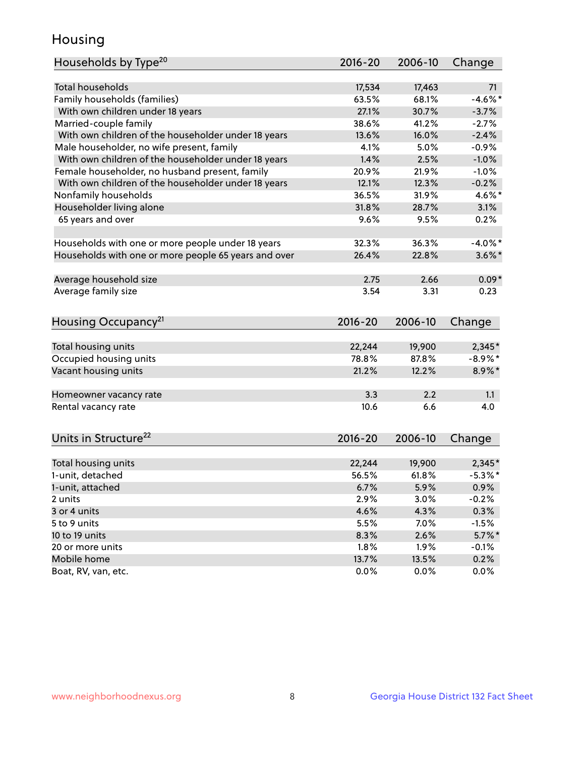# Housing

| Households by Type[20] | 2016-20 | 2006-10 | Change |
|---|---|---|---|
| Total households | 17,534 | 17,463 | 71 |
| Family households (families) | 63.5% | 68.1% | -4.6%* |
| With own children under 18 years | 27.1% | 30.7% | -3.7% |
| Married-couple family | 38.6% | 41.2% | -2.7% |
| With own children of the householder under 18 years | 13.6% | 16.0% | -2.4% |
| Male householder, no wife present, family | 4.1% | 5.0% | -0.9% |
| With own children of the householder under 18 years | 1.4% | 2.5% | -1.0% |
| Female householder, no husband present, family | 20.9% | 21.9% | -1.0% |
| With own children of the householder under 18 years | 12.1% | 12.3% | -0.2% |
| Nonfamily households | 36.5% | 31.9% | 4.6%* |
| Householder living alone | 31.8% | 28.7% | 3.1% |
| 65 years and over | 9.6% | 9.5% | 0.2% |
| | | | |
| Households with one or more people under 18 years | 32.3% | 36.3% | -4.0%* |
| Households with one or more people 65 years and over | 26.4% | 22.8% | 3.6%* |
| | | | |
| Average household size | 2.75 | 2.66 | 0.09* |
| Average family size | 3.54 | 3.31 | 0.23 |

| Housing Occupancy[21] | 2016-20 | 2006-10 | Change |
|---|---|---|---|
| Total housing units | 22,244 | 19,900 | 2,345* |
| Occupied housing units | 78.8% | 87.8% | -8.9%* |
| Vacant housing units | 21.2% | 12.2% | 8.9%* |
| | | | |
| Homeowner vacancy rate | 3.3 | 2.2 | 1.1 |
| Rental vacancy rate | 10.6 | 6.6 | 4.0 |

| Units in Structure[22] | 2016-20 | 2006-10 | Change |
|---|---|---|---|
| Total housing units | 22,244 | 19,900 | 2,345* |
| 1-unit, detached | 56.5% | 61.8% | -5.3%* |
| 1-unit, attached | 6.7% | 5.9% | 0.9% |
| 2 units | 2.9% | 3.0% | -0.2% |
| 3 or 4 units | 4.6% | 4.3% | 0.3% |
| 5 to 9 units | 5.5% | 7.0% | -1.5% |
| 10 to 19 units | 8.3% | 2.6% | 5.7%* |
| 20 or more units | 1.8% | 1.9% | -0.1% |
| Mobile home | 13.7% | 13.5% | 0.2% |
| Boat, RV, van, etc. | 0.0% | 0.0% | 0.0% |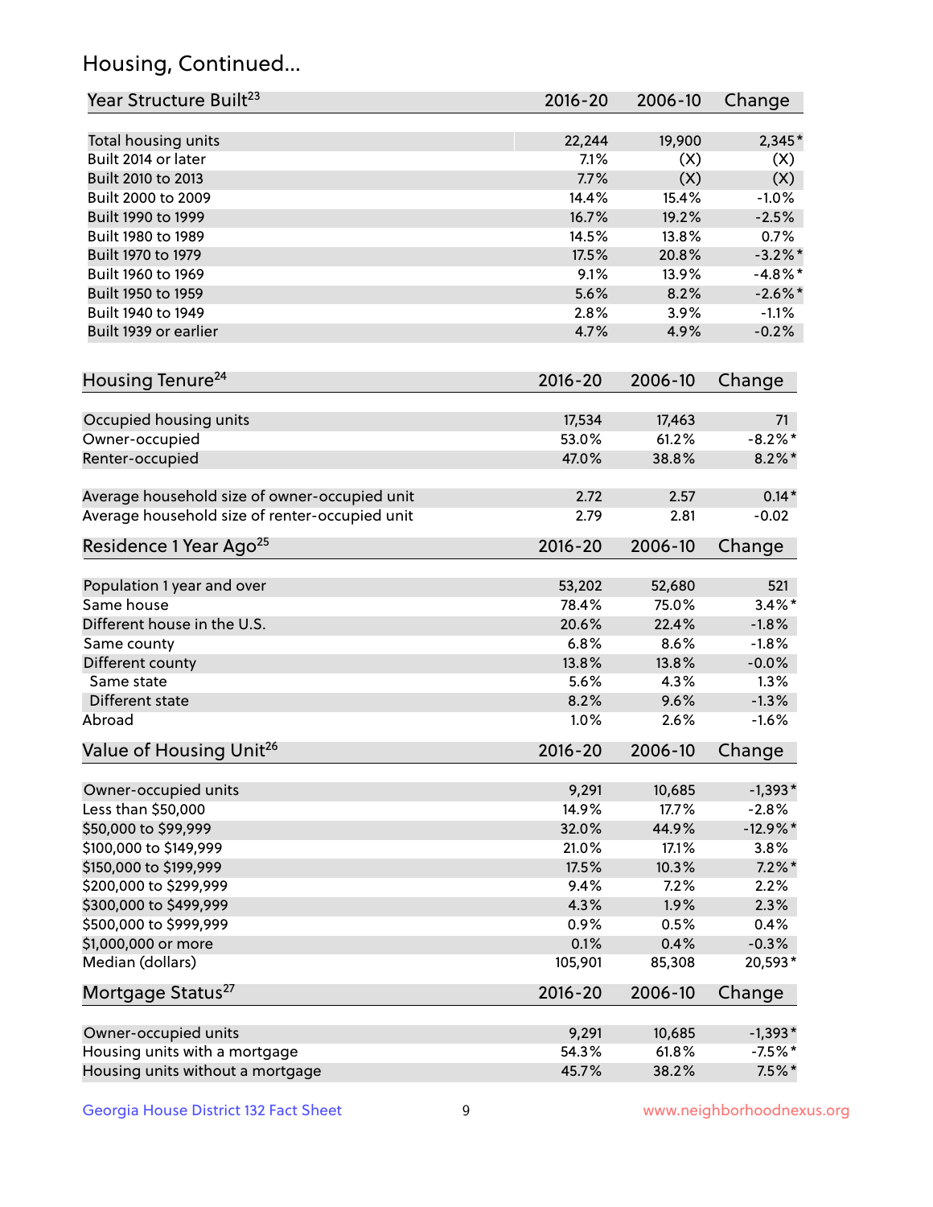## Housing, Continued...

| Year Structure Built[23] | 2016-20 | 2006-10 | Change |
|---|---|---|---|
| Total housing units | 22,244 | 19,900 | 2,345* |
| Built 2014 or later | 7.1% | (X) | (X) |
| Built 2010 to 2013 | 7.7% | (X) | (X) |
| Built 2000 to 2009 | 14.4% | 15.4% | -1.0% |
| Built 1990 to 1999 | 16.7% | 19.2% | -2.5% |
| Built 1980 to 1989 | 14.5% | 13.8% | 0.7% |
| Built 1970 to 1979 | 17.5% | 20.8% | -3.2%* |
| Built 1960 to 1969 | 9.1% | 13.9% | -4.8%* |
| Built 1950 to 1959 | 5.6% | 8.2% | -2.6%* |
| Built 1940 to 1949 | 2.8% | 3.9% | -1.1% |
| Built 1939 or earlier | 4.7% | 4.9% | -0.2% |

| Housing Tenure[24] | 2016-20 | 2006-10 | Change |
|---|---|---|---|
| Occupied housing units | 17,534 | 17,463 | 71 |
| Owner-occupied | 53.0% | 61.2% | -8.2%* |
| Renter-occupied | 47.0% | 38.8% | 8.2%* |
| Average household size of owner-occupied unit | 2.72 | 2.57 | 0.14* |
| Average household size of renter-occupied unit | 2.79 | 2.81 | -0.02 |

| Residence 1 Year Ago[25] | 2016-20 | 2006-10 | Change |
|---|---|---|---|
| Population 1 year and over | 53,202 | 52,680 | 521 |
| Same house | 78.4% | 75.0% | 3.4%* |
| Different house in the U.S. | 20.6% | 22.4% | -1.8% |
| Same county | 6.8% | 8.6% | -1.8% |
| Different county | 13.8% | 13.8% | -0.0% |
| Same state | 5.6% | 4.3% | 1.3% |
| Different state | 8.2% | 9.6% | -1.3% |
| Abroad | 1.0% | 2.6% | -1.6% |

| Value of Housing Unit[26] | 2016-20 | 2006-10 | Change |
|---|---|---|---|
| Owner-occupied units | 9,291 | 10,685 | -1,393* |
| Less than $50,000 | 14.9% | 17.7% | -2.8% |
| $50,000 to $99,999 | 32.0% | 44.9% | -12.9%* |
| $100,000 to $149,999 | 21.0% | 17.1% | 3.8% |
| $150,000 to $199,999 | 17.5% | 10.3% | 7.2%* |
| $200,000 to $299,999 | 9.4% | 7.2% | 2.2% |
| $300,000 to $499,999 | 4.3% | 1.9% | 2.3% |
| $500,000 to $999,999 | 0.9% | 0.5% | 0.4% |
| $1,000,000 or more | 0.1% | 0.4% | -0.3% |
| Median (dollars) | 105,901 | 85,308 | 20,593* |

| Mortgage Status[27] | 2016-20 | 2006-10 | Change |
|---|---|---|---|
| Owner-occupied units | 9,291 | 10,685 | -1,393* |
| Housing units with a mortgage | 54.3% | 61.8% | -7.5%* |
| Housing units without a mortgage | 45.7% | 38.2% | 7.5%* |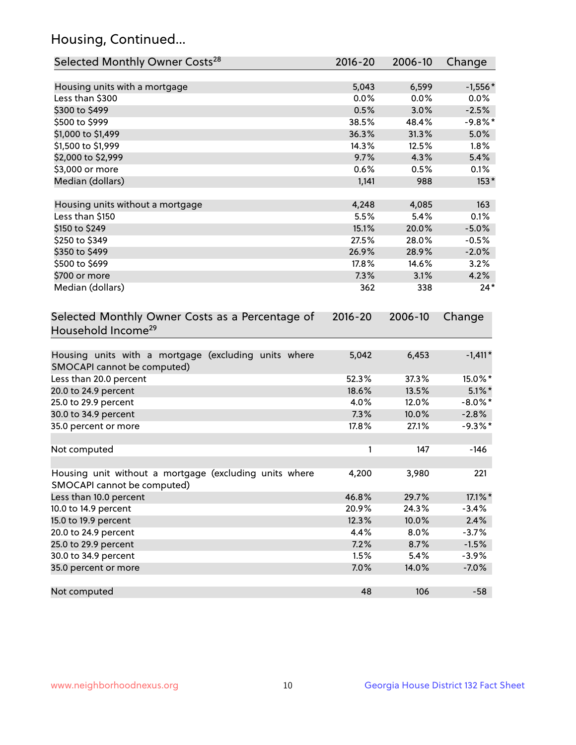## Housing, Continued...

| Selected Monthly Owner Costs[28] | 2016-20 | 2006-10 | Change |
|---|---|---|---|
| Housing units with a mortgage | 5,043 | 6,599 | -1,556* |
| Less than $300 | 0.0% | 0.0% | 0.0% |
| $300 to $499 | 0.5% | 3.0% | -2.5% |
| $500 to $999 | 38.5% | 48.4% | -9.8%* |
| $1,000 to $1,499 | 36.3% | 31.3% | 5.0% |
| $1,500 to $1,999 | 14.3% | 12.5% | 1.8% |
| $2,000 to $2,999 | 9.7% | 4.3% | 5.4% |
| $3,000 or more | 0.6% | 0.5% | 0.1% |
| Median (dollars) | 1,141 | 988 | 153* |
| | | | |
| Housing units without a mortgage | 4,248 | 4,085 | 163 |
| Less than $150 | 5.5% | 5.4% | 0.1% |
| $150 to $249 | 15.1% | 20.0% | -5.0% |
| $250 to $349 | 27.5% | 28.0% | -0.5% |
| $350 to $499 | 26.9% | 28.9% | -2.0% |
| $500 to $699 | 17.8% | 14.6% | 3.2% |
| $700 or more | 7.3% | 3.1% | 4.2% |
| Median (dollars) | 362 | 338 | 24* |

| Selected Monthly Owner Costs as a Percentage of Household Income[29] | 2016-20 | 2006-10 | Change |
|---|---|---|---|
| Housing units with a mortgage (excluding units where SMOCAPI cannot be computed) | 5,042 | 6,453 | -1,411* |
| Less than 20.0 percent | 52.3% | 37.3% | 15.0%* |
| 20.0 to 24.9 percent | 18.6% | 13.5% | 5.1%* |
| 25.0 to 29.9 percent | 4.0% | 12.0% | -8.0%* |
| 30.0 to 34.9 percent | 7.3% | 10.0% | -2.8% |
| 35.0 percent or more | 17.8% | 27.1% | -9.3%* |
| | | | |
| Not computed | 1 | 147 | -146 |
| | | | |
| Housing unit without a mortgage (excluding units where SMOCAPI cannot be computed) | 4,200 | 3,980 | 221 |
| Less than 10.0 percent | 46.8% | 29.7% | 17.1%* |
| 10.0 to 14.9 percent | 20.9% | 24.3% | -3.4% |
| 15.0 to 19.9 percent | 12.3% | 10.0% | 2.4% |
| 20.0 to 24.9 percent | 4.4% | 8.0% | -3.7% |
| 25.0 to 29.9 percent | 7.2% | 8.7% | -1.5% |
| 30.0 to 34.9 percent | 1.5% | 5.4% | -3.9% |
| 35.0 percent or more | 7.0% | 14.0% | -7.0% |
| | | | |
| Not computed | 48 | 106 | -58 |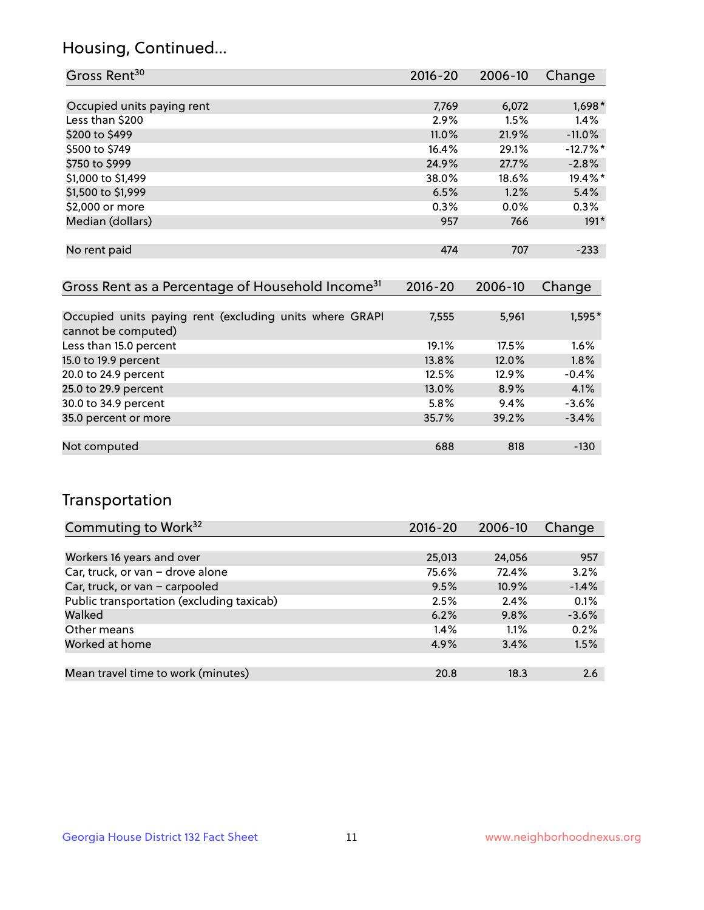## Housing, Continued...

| Gross Rent[30] | 2016-20 | 2006-10 | Change |
|---|---|---|---|
| Occupied units paying rent | 7,769 | 6,072 | 1,698* |
| Less than $200 | 2.9% | 1.5% | 1.4% |
| $200 to $499 | 11.0% | 21.9% | -11.0% |
| $500 to $749 | 16.4% | 29.1% | -12.7%* |
| $750 to $999 | 24.9% | 27.7% | -2.8% |
| $1,000 to $1,499 | 38.0% | 18.6% | 19.4%* |
| $1,500 to $1,999 | 6.5% | 1.2% | 5.4% |
| $2,000 or more | 0.3% | 0.0% | 0.3% |
| Median (dollars) | 957 | 766 | 191* |
| No rent paid | 474 | 707 | -233 |

| Gross Rent as a Percentage of Household Income[31] | 2016-20 | 2006-10 | Change |
|---|---|---|---|
| Occupied units paying rent (excluding units where GRAPI cannot be computed) | 7,555 | 5,961 | 1,595* |
| Less than 15.0 percent | 19.1% | 17.5% | 1.6% |
| 15.0 to 19.9 percent | 13.8% | 12.0% | 1.8% |
| 20.0 to 24.9 percent | 12.5% | 12.9% | -0.4% |
| 25.0 to 29.9 percent | 13.0% | 8.9% | 4.1% |
| 30.0 to 34.9 percent | 5.8% | 9.4% | -3.6% |
| 35.0 percent or more | 35.7% | 39.2% | -3.4% |
| Not computed | 688 | 818 | -130 |

## Transportation

| Commuting to Work[32] | 2016-20 | 2006-10 | Change |
|---|---|---|---|
| Workers 16 years and over | 25,013 | 24,056 | 957 |
| Car, truck, or van – drove alone | 75.6% | 72.4% | 3.2% |
| Car, truck, or van – carpooled | 9.5% | 10.9% | -1.4% |
| Public transportation (excluding taxicab) | 2.5% | 2.4% | 0.1% |
| Walked | 6.2% | 9.8% | -3.6% |
| Other means | 1.4% | 1.1% | 0.2% |
| Worked at home | 4.9% | 3.4% | 1.5% |
| Mean travel time to work (minutes) | 20.8 | 18.3 | 2.6 |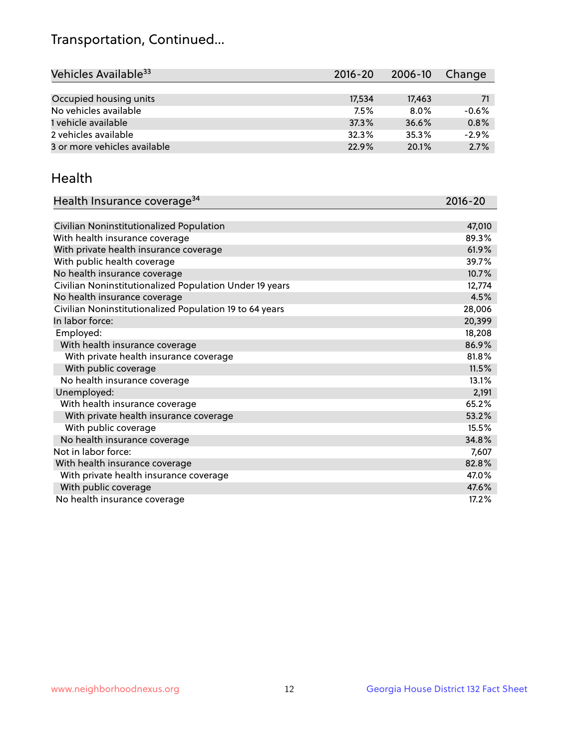# Transportation, Continued...

| Vehicles Available[33] | 2016-20 | 2006-10 | Change |
|---|---|---|---|
| Occupied housing units | 17,534 | 17,463 | 71 |
| No vehicles available | 7.5% | 8.0% | -0.6% |
| 1 vehicle available | 37.3% | 36.6% | 0.8% |
| 2 vehicles available | 32.3% | 35.3% | -2.9% |
| 3 or more vehicles available | 22.9% | 20.1% | 2.7% |

## Health

| Health Insurance coverage[34] | 2016-20 |
|---|---|
| Civilian Noninstitutionalized Population | 47,010 |
| With health insurance coverage | 89.3% |
| With private health insurance coverage | 61.9% |
| With public health coverage | 39.7% |
| No health insurance coverage | 10.7% |
| Civilian Noninstitutionalized Population Under 19 years | 12,774 |
| No health insurance coverage | 4.5% |
| Civilian Noninstitutionalized Population 19 to 64 years | 28,006 |
| In labor force: | 20,399 |
| Employed: | 18,208 |
| With health insurance coverage | 86.9% |
| With private health insurance coverage | 81.8% |
| With public coverage | 11.5% |
| No health insurance coverage | 13.1% |
| Unemployed: | 2,191 |
| With health insurance coverage | 65.2% |
| With private health insurance coverage | 53.2% |
| With public coverage | 15.5% |
| No health insurance coverage | 34.8% |
| Not in labor force: | 7,607 |
| With health insurance coverage | 82.8% |
| With private health insurance coverage | 47.0% |
| With public coverage | 47.6% |
| No health insurance coverage | 17.2% |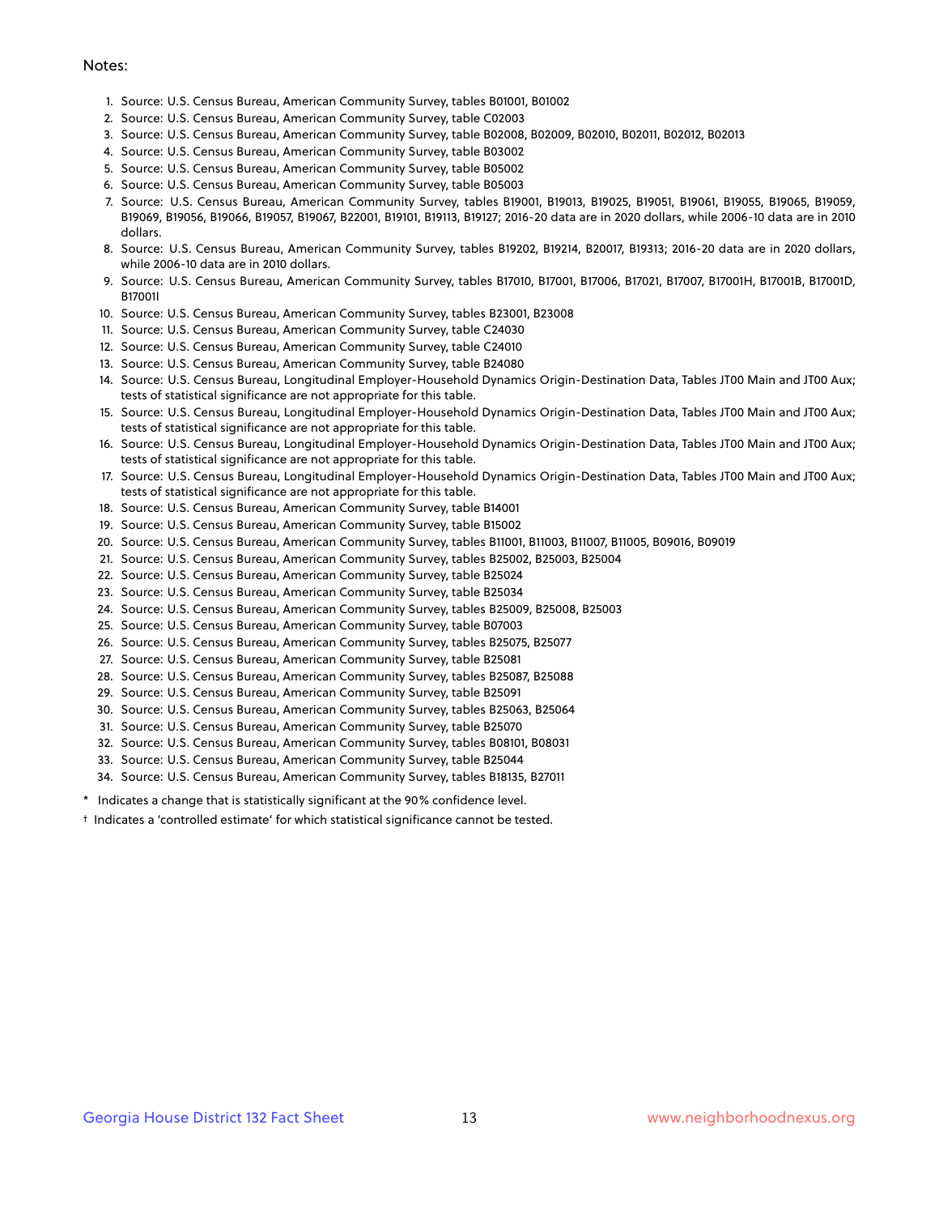Notes:

1. Source: U.S. Census Bureau, American Community Survey, tables B01001, B01002
2. Source: U.S. Census Bureau, American Community Survey, table C02003
3. Source: U.S. Census Bureau, American Community Survey, table B02008, B02009, B02010, B02011, B02012, B02013
4. Source: U.S. Census Bureau, American Community Survey, table B03002
5. Source: U.S. Census Bureau, American Community Survey, table B05002
6. Source: U.S. Census Bureau, American Community Survey, table B05003
7. Source: U.S. Census Bureau, American Community Survey, tables B19001, B19013, B19025, B19051, B19061, B19055, B19065, B19059, B19069, B19056, B19066, B19057, B19067, B22001, B19101, B19113, B19127; 2016-20 data are in 2020 dollars, while 2006-10 data are in 2010 dollars.
8. Source: U.S. Census Bureau, American Community Survey, tables B19202, B19214, B20017, B19313; 2016-20 data are in 2020 dollars, while 2006-10 data are in 2010 dollars.
9. Source: U.S. Census Bureau, American Community Survey, tables B17010, B17001, B17006, B17021, B17007, B17001H, B17001B, B17001D, B17001I
10. Source: U.S. Census Bureau, American Community Survey, tables B23001, B23008
11. Source: U.S. Census Bureau, American Community Survey, table C24030
12. Source: U.S. Census Bureau, American Community Survey, table C24010
13. Source: U.S. Census Bureau, American Community Survey, table B24080
14. Source: U.S. Census Bureau, Longitudinal Employer-Household Dynamics Origin-Destination Data, Tables JT00 Main and JT00 Aux; tests of statistical significance are not appropriate for this table.
15. Source: U.S. Census Bureau, Longitudinal Employer-Household Dynamics Origin-Destination Data, Tables JT00 Main and JT00 Aux; tests of statistical significance are not appropriate for this table.
16. Source: U.S. Census Bureau, Longitudinal Employer-Household Dynamics Origin-Destination Data, Tables JT00 Main and JT00 Aux; tests of statistical significance are not appropriate for this table.
17. Source: U.S. Census Bureau, Longitudinal Employer-Household Dynamics Origin-Destination Data, Tables JT00 Main and JT00 Aux; tests of statistical significance are not appropriate for this table.
18. Source: U.S. Census Bureau, American Community Survey, table B14001
19. Source: U.S. Census Bureau, American Community Survey, table B15002
20. Source: U.S. Census Bureau, American Community Survey, tables B11001, B11003, B11007, B11005, B09016, B09019
21. Source: U.S. Census Bureau, American Community Survey, tables B25002, B25003, B25004
22. Source: U.S. Census Bureau, American Community Survey, table B25024
23. Source: U.S. Census Bureau, American Community Survey, table B25034
24. Source: U.S. Census Bureau, American Community Survey, tables B25009, B25008, B25003
25. Source: U.S. Census Bureau, American Community Survey, table B07003
26. Source: U.S. Census Bureau, American Community Survey, tables B25075, B25077
27. Source: U.S. Census Bureau, American Community Survey, table B25081
28. Source: U.S. Census Bureau, American Community Survey, tables B25087, B25088
29. Source: U.S. Census Bureau, American Community Survey, table B25091
30. Source: U.S. Census Bureau, American Community Survey, tables B25063, B25064
31. Source: U.S. Census Bureau, American Community Survey, table B25070
32. Source: U.S. Census Bureau, American Community Survey, tables B08101, B08031
33. Source: U.S. Census Bureau, American Community Survey, table B25044
34. Source: U.S. Census Bureau, American Community Survey, tables B18135, B27011

\* Indicates a change that is statistically significant at the 90% confidence level.

† Indicates a 'controlled estimate' for which statistical significance cannot be tested.